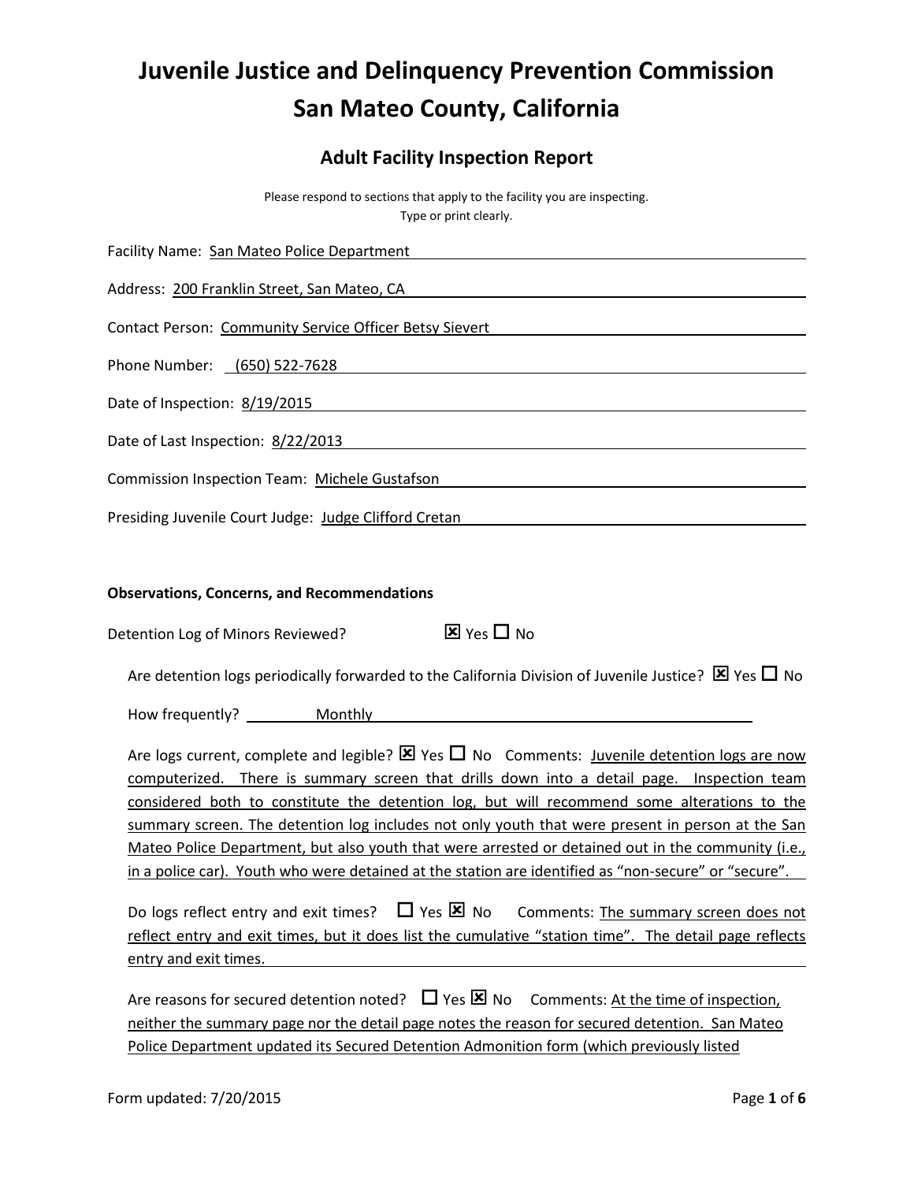# Juvenile Justice and Delinquency Prevention Commission
# San Mateo County, California

## Adult Facility Inspection Report

Please respond to sections that apply to the facility you are inspecting.
Type or print clearly.

Facility Name: San Mateo Police Department

Address: 200 Franklin Street, San Mateo, CA

Contact Person: Community Service Officer Betsy Sievert

Phone Number: (650) 522-7628

Date of Inspection: 8/19/2015

Date of Last Inspection: 8/22/2013

Commission Inspection Team: Michele Gustafson

Presiding Juvenile Court Judge: Judge Clifford Cretan

**Observations, Concerns, and Recommendations**

Detention Log of Minors Reviewed? ☒ Yes ☐ No

Are detention logs periodically forwarded to the California Division of Juvenile Justice? ☒ Yes ☐ No

How frequently? Monthly

Are logs current, complete and legible? ☒ Yes ☐ No Comments: Juvenile detention logs are now computerized. There is summary screen that drills down into a detail page. Inspection team considered both to constitute the detention log, but will recommend some alterations to the summary screen. The detention log includes not only youth that were present in person at the San Mateo Police Department, but also youth that were arrested or detained out in the community (i.e., in a police car). Youth who were detained at the station are identified as "non-secure" or "secure".

Do logs reflect entry and exit times? ☐ Yes ☒ No Comments: The summary screen does not reflect entry and exit times, but it does list the cumulative "station time". The detail page reflects entry and exit times.

Are reasons for secured detention noted? ☐ Yes ☒ No Comments: At the time of inspection, neither the summary page nor the detail page notes the reason for secured detention. San Mateo Police Department updated its Secured Detention Admonition form (which previously listed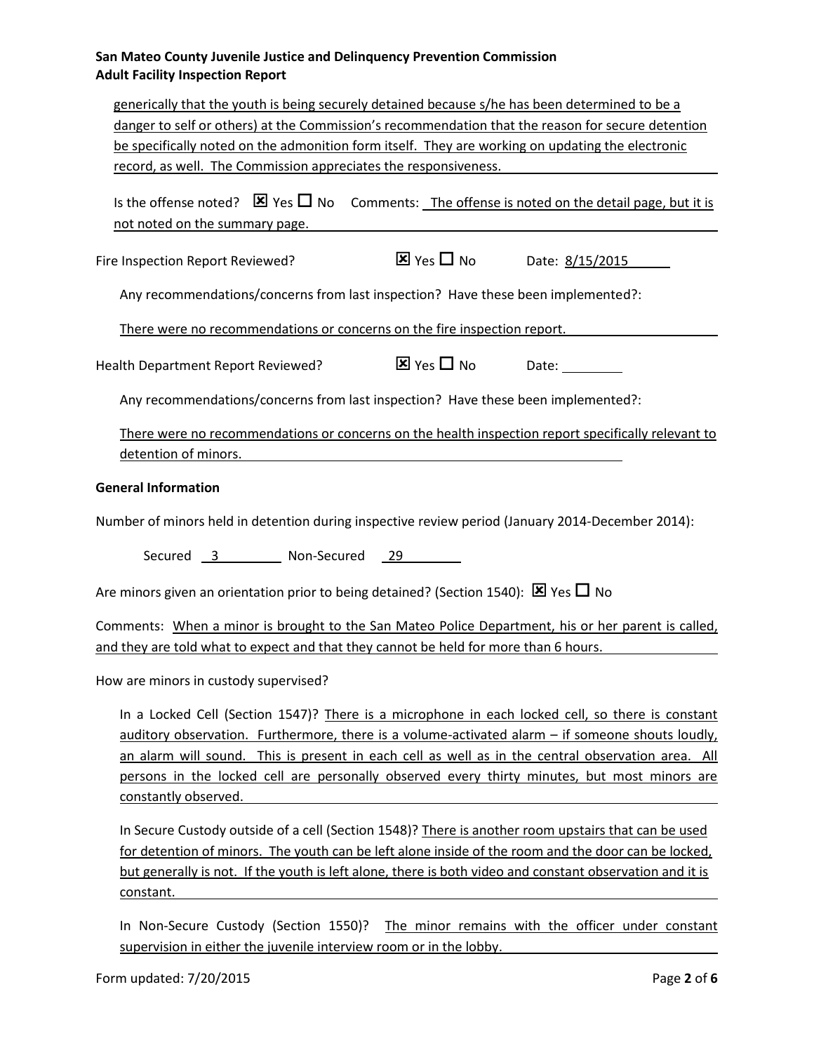generically that the youth is being securely detained because s/he has been determined to be a danger to self or others) at the Commission's recommendation that the reason for secure detention be specifically noted on the admonition form itself. They are working on updating the electronic record, as well. The Commission appreciates the responsiveness.

Is the offense noted? ☒ Yes ☐ No Comments: The offense is noted on the detail page, but it is not noted on the summary page.

Fire Inspection Report Reviewed? ☒ Yes ☐ No Date: 8/15/2015

Any recommendations/concerns from last inspection? Have these been implemented?:

There were no recommendations or concerns on the fire inspection report.

Health Department Report Reviewed? ☒ Yes ☐ No Date: ________

Any recommendations/concerns from last inspection? Have these been implemented?:

There were no recommendations or concerns on the health inspection report specifically relevant to detention of minors.

**General Information**

Number of minors held in detention during inspective review period (January 2014-December 2014):

Secured 3 Non-Secured 29

Are minors given an orientation prior to being detained? (Section 1540): ☒ Yes ☐ No

Comments: When a minor is brought to the San Mateo Police Department, his or her parent is called, and they are told what to expect and that they cannot be held for more than 6 hours.

How are minors in custody supervised?

In a Locked Cell (Section 1547)? There is a microphone in each locked cell, so there is constant auditory observation. Furthermore, there is a volume-activated alarm – if someone shouts loudly, an alarm will sound. This is present in each cell as well as in the central observation area. All persons in the locked cell are personally observed every thirty minutes, but most minors are constantly observed.

In Secure Custody outside of a cell (Section 1548)? There is another room upstairs that can be used for detention of minors. The youth can be left alone inside of the room and the door can be locked, but generally is not. If the youth is left alone, there is both video and constant observation and it is constant.

In Non-Secure Custody (Section 1550)? The minor remains with the officer under constant supervision in either the juvenile interview room or in the lobby.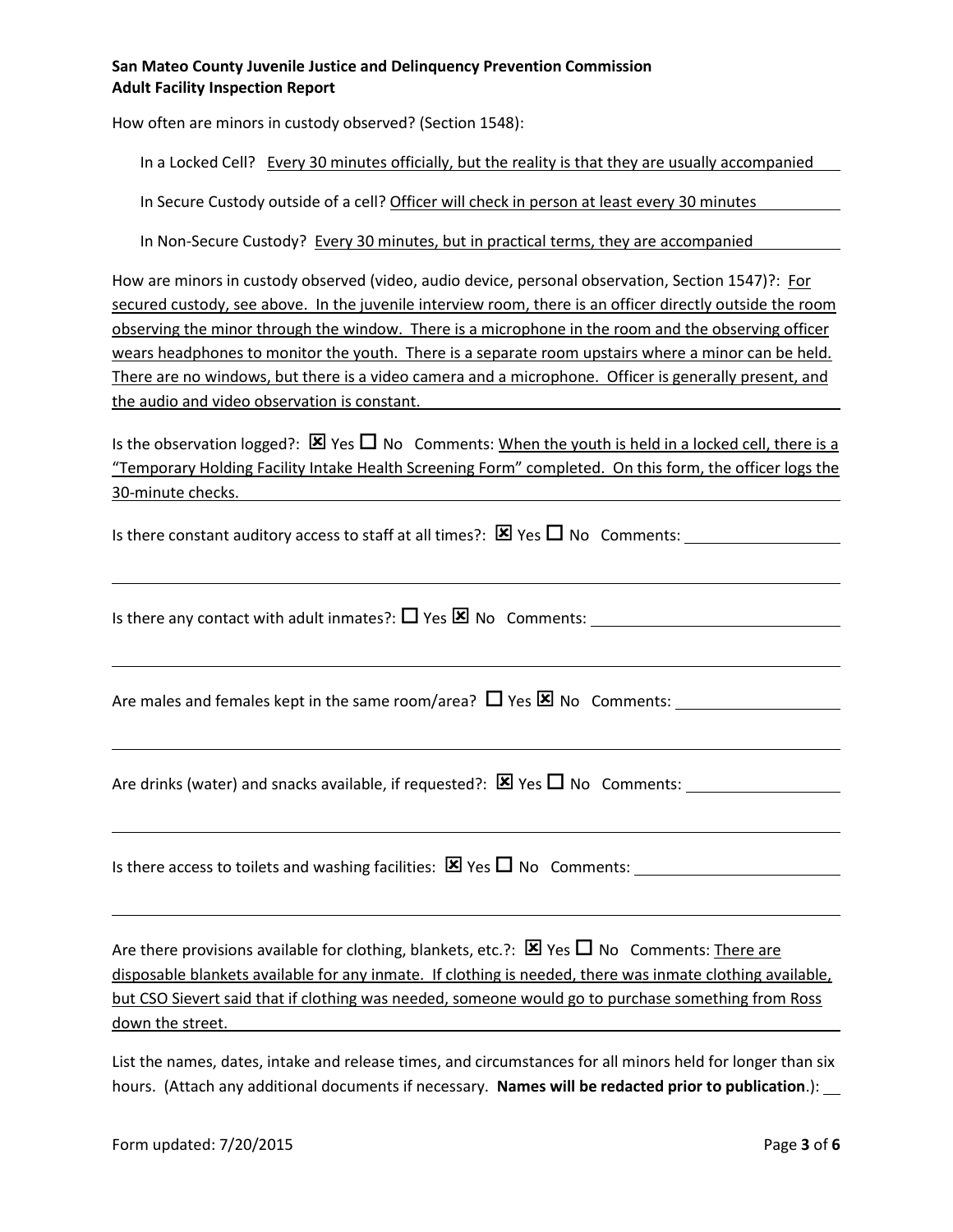**San Mateo County Juvenile Justice and Delinquency Prevention Commission**
**Adult Facility Inspection Report**

How often are minors in custody observed? (Section 1548):

In a Locked Cell? Every 30 minutes officially, but the reality is that they are usually accompanied

In Secure Custody outside of a cell? Officer will check in person at least every 30 minutes

In Non-Secure Custody? Every 30 minutes, but in practical terms, they are accompanied

How are minors in custody observed (video, audio device, personal observation, Section 1547)?: For secured custody, see above. In the juvenile interview room, there is an officer directly outside the room observing the minor through the window. There is a microphone in the room and the observing officer wears headphones to monitor the youth. There is a separate room upstairs where a minor can be held. There are no windows, but there is a video camera and a microphone. Officer is generally present, and the audio and video observation is constant.

Is the observation logged?: ☒ Yes ☐ No Comments: When the youth is held in a locked cell, there is a "Temporary Holding Facility Intake Health Screening Form" completed. On this form, the officer logs the 30-minute checks.

Is there constant auditory access to staff at all times?: ☒ Yes ☐ No Comments:

Is there any contact with adult inmates?: ☐ Yes ☒ No Comments:

Are males and females kept in the same room/area? ☐ Yes ☒ No Comments:

Are drinks (water) and snacks available, if requested?: ☒ Yes ☐ No Comments:

Is there access to toilets and washing facilities: ☒ Yes ☐ No Comments:

Are there provisions available for clothing, blankets, etc.?: ☒ Yes ☐ No Comments: There are disposable blankets available for any inmate. If clothing is needed, there was inmate clothing available, but CSO Sievert said that if clothing was needed, someone would go to purchase something from Ross down the street.

List the names, dates, intake and release times, and circumstances for all minors held for longer than six hours. (Attach any additional documents if necessary. **Names will be redacted prior to publication**.):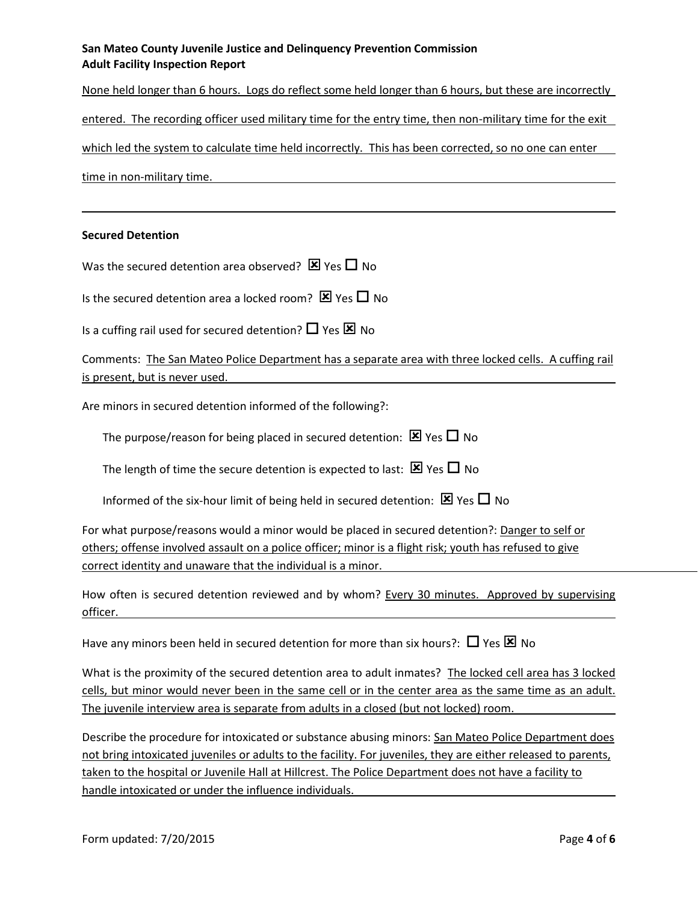None held longer than 6 hours. Logs do reflect some held longer than 6 hours, but these are incorrectly entered. The recording officer used military time for the entry time, then non-military time for the exit which led the system to calculate time held incorrectly. This has been corrected, so no one can enter time in non-military time.

---

**Secured Detention**

Was the secured detention area observed? ☒ Yes ☐ No

Is the secured detention area a locked room? ☒ Yes ☐ No

Is a cuffing rail used for secured detention? ☐ Yes ☒ No

Comments: The San Mateo Police Department has a separate area with three locked cells. A cuffing rail is present, but is never used.

Are minors in secured detention informed of the following?:

- The purpose/reason for being placed in secured detention: ☒ Yes ☐ No
- The length of time the secure detention is expected to last: ☒ Yes ☐ No
- Informed of the six-hour limit of being held in secured detention: ☒ Yes ☐ No

For what purpose/reasons would a minor would be placed in secured detention?: Danger to self or others; offense involved assault on a police officer; minor is a flight risk; youth has refused to give correct identity and unaware that the individual is a minor.

How often is secured detention reviewed and by whom? Every 30 minutes. Approved by supervising officer.

Have any minors been held in secured detention for more than six hours?: ☐ Yes ☒ No

What is the proximity of the secured detention area to adult inmates? The locked cell area has 3 locked cells, but minor would never been in the same cell or in the center area as the same time as an adult. The juvenile interview area is separate from adults in a closed (but not locked) room.

Describe the procedure for intoxicated or substance abusing minors: San Mateo Police Department does not bring intoxicated juveniles or adults to the facility. For juveniles, they are either released to parents, taken to the hospital or Juvenile Hall at Hillcrest. The Police Department does not have a facility to handle intoxicated or under the influence individuals.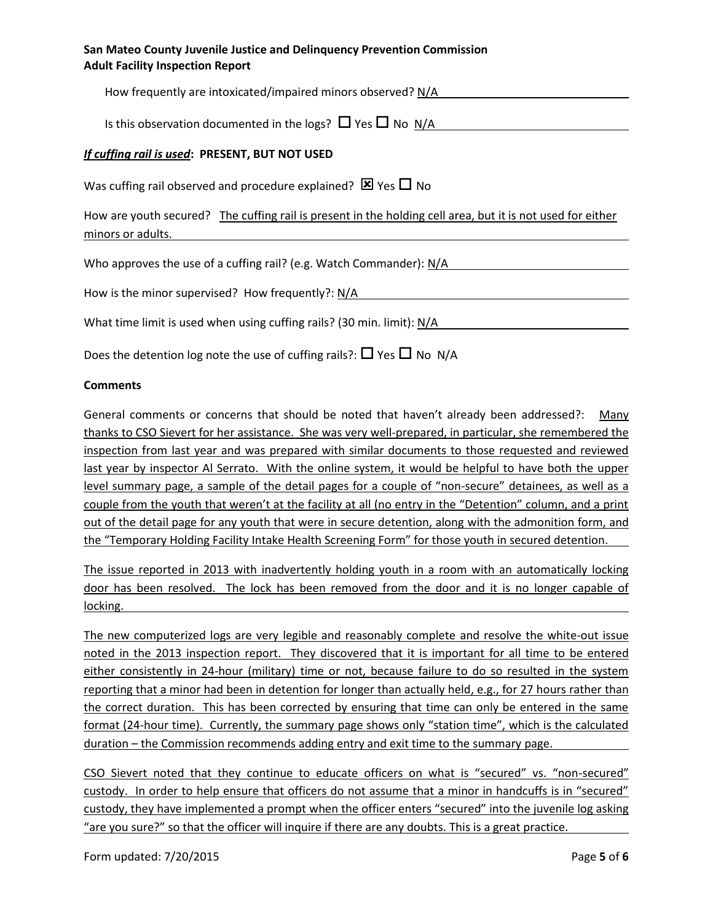How frequently are intoxicated/impaired minors observed? N/A

Is this observation documented in the logs? ☐ Yes ☐ No N/A

***If cuffing rail is used*: PRESENT, BUT NOT USED**

Was cuffing rail observed and procedure explained? ☒ Yes ☐ No

How are youth secured? The cuffing rail is present in the holding cell area, but it is not used for either minors or adults.

Who approves the use of a cuffing rail? (e.g. Watch Commander): N/A

How is the minor supervised? How frequently?: N/A

What time limit is used when using cuffing rails? (30 min. limit): N/A

Does the detention log note the use of cuffing rails?: ☐ Yes ☐ No N/A

**Comments**

General comments or concerns that should be noted that haven't already been addressed?: Many thanks to CSO Sievert for her assistance. She was very well-prepared, in particular, she remembered the inspection from last year and was prepared with similar documents to those requested and reviewed last year by inspector Al Serrato. With the online system, it would be helpful to have both the upper level summary page, a sample of the detail pages for a couple of "non-secure" detainees, as well as a couple from the youth that weren't at the facility at all (no entry in the "Detention" column, and a print out of the detail page for any youth that were in secure detention, along with the admonition form, and the "Temporary Holding Facility Intake Health Screening Form" for those youth in secured detention.

The issue reported in 2013 with inadvertently holding youth in a room with an automatically locking door has been resolved. The lock has been removed from the door and it is no longer capable of locking.

The new computerized logs are very legible and reasonably complete and resolve the white-out issue noted in the 2013 inspection report. They discovered that it is important for all time to be entered either consistently in 24-hour (military) time or not, because failure to do so resulted in the system reporting that a minor had been in detention for longer than actually held, e.g., for 27 hours rather than the correct duration. This has been corrected by ensuring that time can only be entered in the same format (24-hour time). Currently, the summary page shows only "station time", which is the calculated duration – the Commission recommends adding entry and exit time to the summary page.

CSO Sievert noted that they continue to educate officers on what is "secured" vs. "non-secured" custody. In order to help ensure that officers do not assume that a minor in handcuffs is in "secured" custody, they have implemented a prompt when the officer enters "secured" into the juvenile log asking "are you sure?" so that the officer will inquire if there are any doubts. This is a great practice.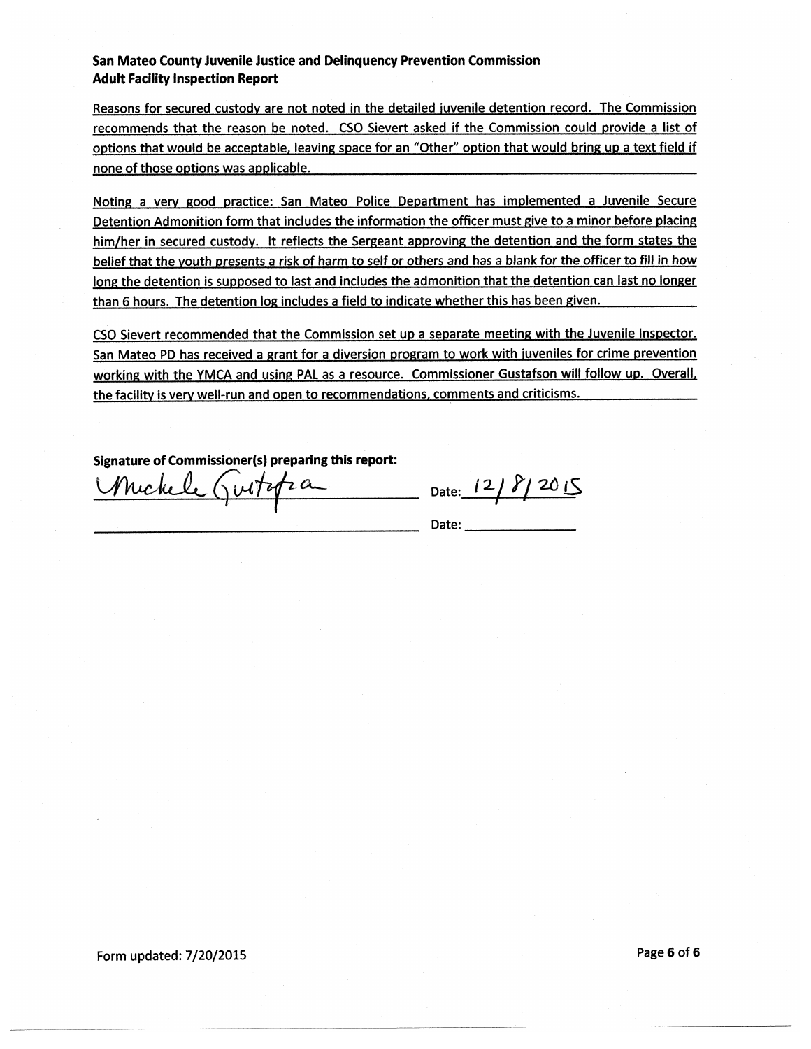**San Mateo County Juvenile Justice and Delinquency Prevention Commission**
**Adult Facility Inspection Report**

Reasons for secured custody are not noted in the detailed juvenile detention record. The Commission recommends that the reason be noted. CSO Sievert asked if the Commission could provide a list of options that would be acceptable, leaving space for an "Other" option that would bring up a text field if none of those options was applicable.

Noting a very good practice: San Mateo Police Department has implemented a Juvenile Secure Detention Admonition form that includes the information the officer must give to a minor before placing him/her in secured custody. It reflects the Sergeant approving the detention and the form states the belief that the youth presents a risk of harm to self or others and has a blank for the officer to fill in how long the detention is supposed to last and includes the admonition that the detention can last no longer than 6 hours. The detention log includes a field to indicate whether this has been given.

CSO Sievert recommended that the Commission set up a separate meeting with the Juvenile Inspector. San Mateo PD has received a grant for a diversion program to work with juveniles for crime prevention working with the YMCA and using PAL as a resource. Commissioner Gustafson will follow up. Overall, the facility is very well-run and open to recommendations, comments and criticisms.

**Signature of Commissioner(s) preparing this report:**

Michele Gustafson Date: 12/8/2015

_______________________ Date: ___________

Form updated: 7/20/2015